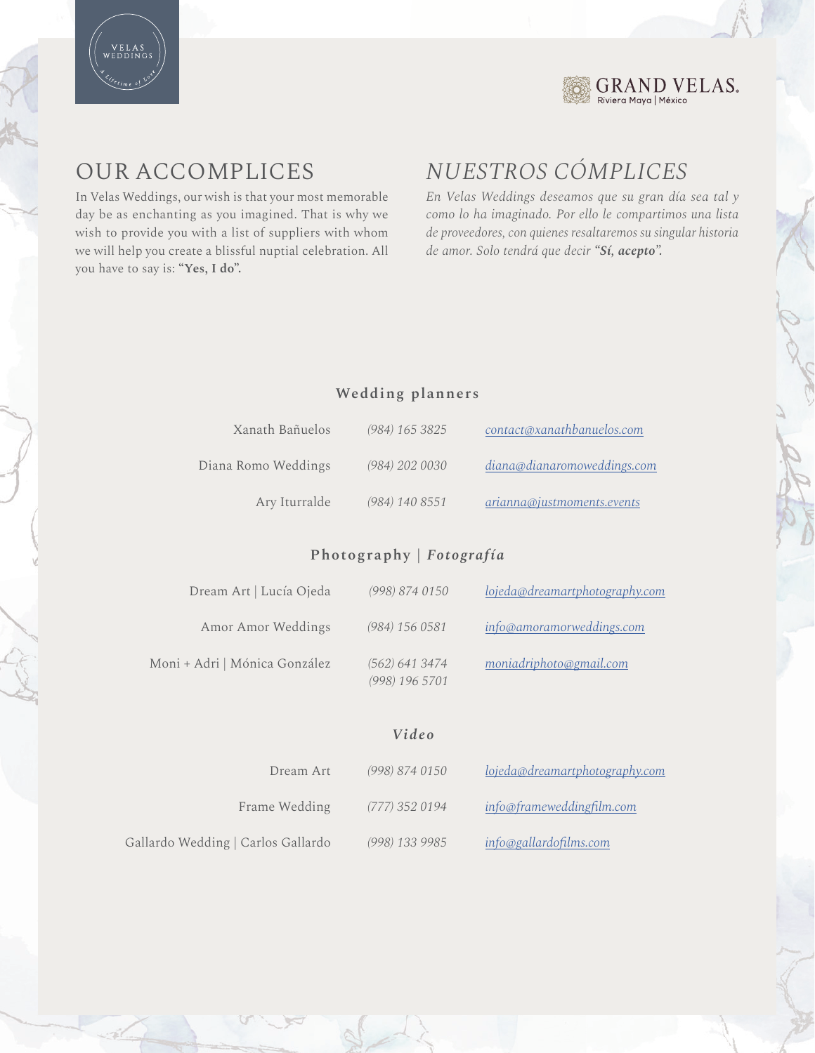VELAS WEDDINGS

A Lifetime of Love

GRAND VELAS. Riviera Maya | México

# OUR ACCOMPLICES

In Velas Weddings, our wish is that your most memorable day be as enchanting as you imagined. That is why we wish to provide you with a list of suppliers with whom we will help you create a blissful nuptial celebration. All you have to say is: **"Yes, I do".**

# *NUESTROS CÓMPLICES*

*En Velas Weddings deseamos que su gran día sea tal y como lo ha imaginado. Por ello le compartimos una lista de proveedores, con quienes resaltaremos su singular historia de amor. Solo tendrá que decir **"Sí, acepto".***

## Wedding planners

| | | |
|---|---|---|
| Xanath Bañuelos | *(984) 165 3825* | *contact@xanathbanuelos.com* |
| Diana Romo Weddings | *(984) 202 0030* | *diana@dianaromoweddings.com* |
| Ary Iturralde | *(984) 140 8551* | *arianna@justmoments.events* |

## Photography | *Fotografía*

| | | |
|---|---|---|
| Dream Art \| Lucía Ojeda | *(998) 874 0150* | *lojeda@dreamartphotography.com* |
| Amor Amor Weddings | *(984) 156 0581* | *info@amoramorweddings.com* |
| Moni + Adri \| Mónica González | *(562) 641 3474*<br>*(998) 196 5701* | *moniadriphoto@gmail.com* |

## *Video*

| | | |
|---|---|---|
| Dream Art | *(998) 874 0150* | *lojeda@dreamartphotography.com* |
| Frame Wedding | *(777) 352 0194* | *info@frameweddingfilm.com* |
| Gallardo Wedding \| Carlos Gallardo | *(998) 133 9985* | *info@gallardofilms.com* |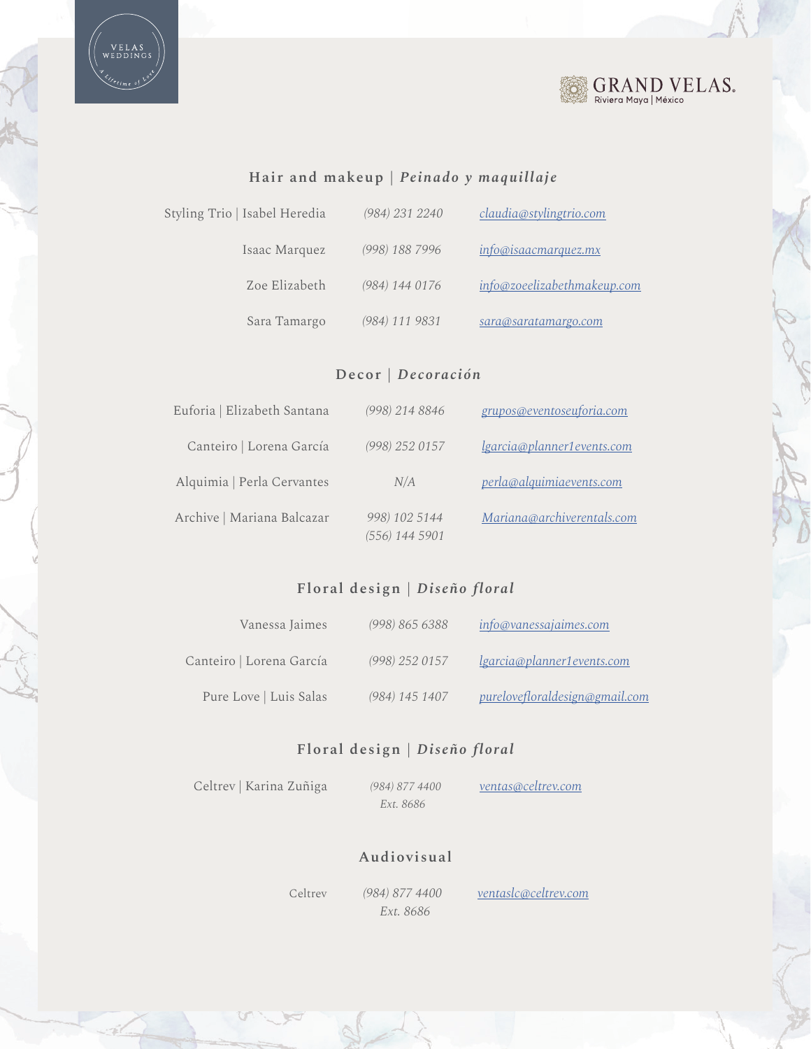## Hair and makeup | *Peinado y maquillaje*

| | | |
|---|---|---|
| Styling Trio \| Isabel Heredia | *(984) 231 2240* | *claudia@stylingtrio.com* |
| Isaac Marquez | *(998) 188 7996* | *info@isaacmarquez.mx* |
| Zoe Elizabeth | *(984) 144 0176* | *info@zoeelizabethmakeup.com* |
| Sara Tamargo | *(984) 111 9831* | *sara@saratamargo.com* |

## Decor | *Decoración*

| | | |
|---|---|---|
| Euforia \| Elizabeth Santana | *(998) 214 8846* | *grupos@eventoseuforia.com* |
| Canteiro \| Lorena García | *(998) 252 0157* | *lgarcia@planner1events.com* |
| Alquimia \| Perla Cervantes | *N/A* | *perla@alquimiaevents.com* |
| Archive \| Mariana Balcazar | *998) 102 5144*<br>*(556) 144 5901* | *Mariana@archiverentals.com* |

## Floral design | *Diseño floral*

| | | |
|---|---|---|
| Vanessa Jaimes | *(998) 865 6388* | *info@vanessajaimes.com* |
| Canteiro \| Lorena García | *(998) 252 0157* | *lgarcia@planner1events.com* |
| Pure Love \| Luis Salas | *(984) 145 1407* | *purelovefloraldesign@gmail.com* |

## Floral design | *Diseño floral*

| | | |
|---|---|---|
| Celtrev \| Karina Zuñiga | *(984) 877 4400*<br>*Ext. 8686* | *ventas@celtrev.com* |

## Audiovisual

| | | |
|---|---|---|
| Celtrev | *(984) 877 4400*<br>*Ext. 8686* | *ventaslc@celtrev.com* |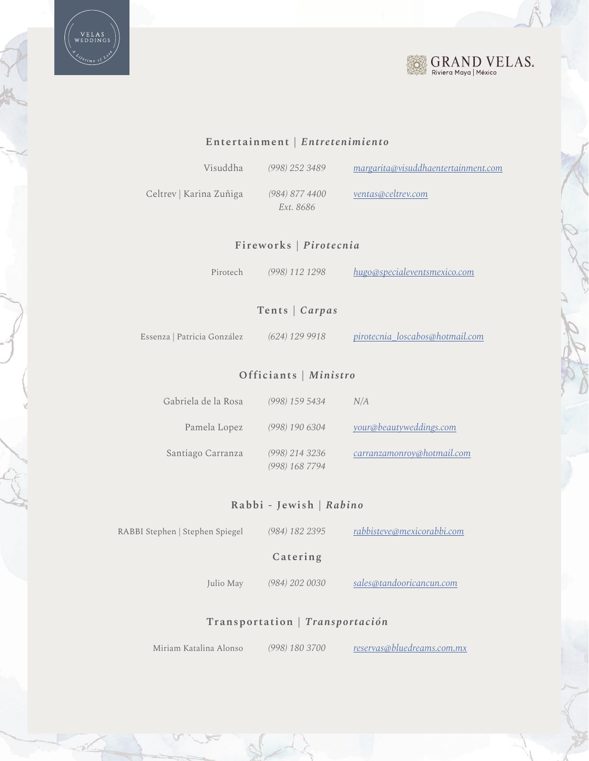## Entertainment | *Entretenimiento*

| | | |
|---|---|---|
| Visuddha | *(998) 252 3489* | *margarita@visuddhaentertainment.com* |
| Celtrev \| Karina Zuñiga | *(984) 877 4400 Ext. 8686* | *ventas@celtrev.com* |

## Fireworks | *Pirotecnia*

| | | |
|---|---|---|
| Pirotech | *(998) 112 1298* | *hugo@specialeventsmexico.com* |

## Tents | *Carpas*

| | | |
|---|---|---|
| Essenza \| Patricia González | *(624) 129 9918* | *pirotecnia_loscabos@hotmail.com* |

## Officiants | *Ministro*

| | | |
|---|---|---|
| Gabriela de la Rosa | *(998) 159 5434* | *N/A* |
| Pamela Lopez | *(998) 190 6304* | *your@beautyweddings.com* |
| Santiago Carranza | *(998) 214 3236* *(998) 168 7794* | *carranzamonroy@hotmail.com* |

## Rabbi - Jewish | *Rabino*

| | | |
|---|---|---|
| RABBI Stephen \| Stephen Spiegel | *(984) 182 2395* | *rabbisteve@mexicorabbi.com* |

## Catering

| | | |
|---|---|---|
| Julio May | *(984) 202 0030* | *sales@tandooricancun.com* |

## Transportation | *Transportación*

| | | |
|---|---|---|
| Miriam Katalina Alonso | *(998) 180 3700* | *reservas@bluedreams.com.mx* |